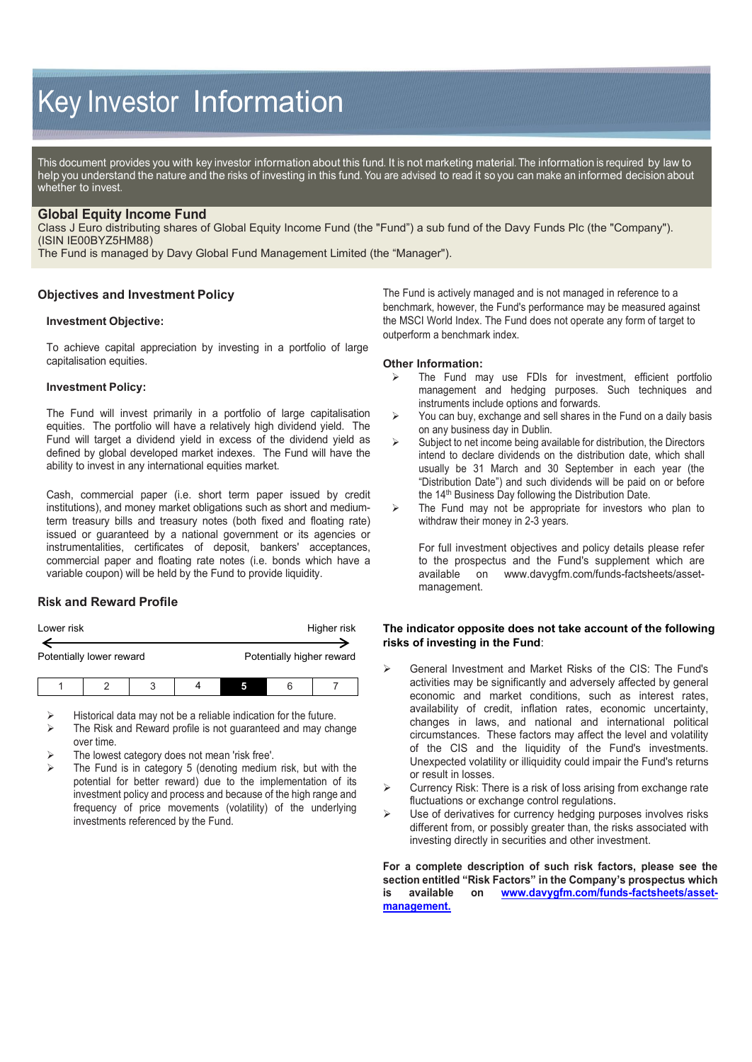# Key Investor Information

This document provides you with key investor information about this fund. It is not marketing material. The information is required by law to help you understand the nature and the risks of investing in this fund. You are advised to read it so you can make an informed decision about whether to invest.

## Global Equity Income Fund

Class J Euro distributing shares of Global Equity Income Fund (the "Fund") a sub fund of the Davy Funds Plc (the "Company"). (ISIN IE00BYZ5HM88)

The Fund is managed by Davy Global Fund Management Limited (the "Manager").

### Objectives and Investment Policy

**Investment Objective:**

To achieve capital appreciation by investing in a portfolio of large capitalisation equities.

**Investment Policy:**

The Fund will invest primarily in a portfolio of large capitalisation equities. The portfolio will have a relatively high dividend yield. The Fund will target a dividend yield in excess of the dividend yield as defined by global developed market indexes. The Fund will have the ability to invest in any international equities market.

Cash, commercial paper (i.e. short term paper issued by credit institutions), and money market obligations such as short and medium-term treasury bills and treasury notes (both fixed and floating rate) issued or guaranteed by a national government or its agencies or instrumentalities, certificates of deposit, bankers' acceptances, commercial paper and floating rate notes (i.e. bonds which have a variable coupon) will be held by the Fund to provide liquidity.

The Fund is actively managed and is not managed in reference to a benchmark, however, the Fund's performance may be measured against the MSCI World Index. The Fund does not operate any form of target to outperform a benchmark index.

**Other Information:**

- The Fund may use FDIs for investment, efficient portfolio management and hedging purposes. Such techniques and instruments include options and forwards.
- You can buy, exchange and sell shares in the Fund on a daily basis on any business day in Dublin.
- Subject to net income being available for distribution, the Directors intend to declare dividends on the distribution date, which shall usually be 31 March and 30 September in each year (the "Distribution Date") and such dividends will be paid on or before the 14th Business Day following the Distribution Date.
- The Fund may not be appropriate for investors who plan to withdraw their money in 2-3 years.

  For full investment objectives and policy details please refer to the prospectus and the Fund's supplement which are available on www.davygfm.com/funds-factsheets/asset-management.

### Risk and Reward Profile

Lower risk ← → Higher risk

Potentially lower reward — Potentially higher reward

| 1 | 2 | 3 | 4 | **5** | 6 | 7 |
|---|---|---|---|---|---|---|

- Historical data may not be a reliable indication for the future.
- The Risk and Reward profile is not guaranteed and may change over time.
- The lowest category does not mean 'risk free'.
- The Fund is in category 5 (denoting medium risk, but with the potential for better reward) due to the implementation of its investment policy and process and because of the high range and frequency of price movements (volatility) of the underlying investments referenced by the Fund.

**The indicator opposite does not take account of the following risks of investing in the Fund**:

- General Investment and Market Risks of the CIS: The Fund's activities may be significantly and adversely affected by general economic and market conditions, such as interest rates, availability of credit, inflation rates, economic uncertainty, changes in laws, and national and international political circumstances. These factors may affect the level and volatility of the CIS and the liquidity of the Fund's investments. Unexpected volatility or illiquidity could impair the Fund's returns or result in losses.
- Currency Risk: There is a risk of loss arising from exchange rate fluctuations or exchange control regulations.
- Use of derivatives for currency hedging purposes involves risks different from, or possibly greater than, the risks associated with investing directly in securities and other investment.

**For a complete description of such risk factors, please see the section entitled "Risk Factors" in the Company's prospectus which is available on [www.davygfm.com/funds-factsheets/asset-management.](www.davygfm.com/funds-factsheets/asset-management)**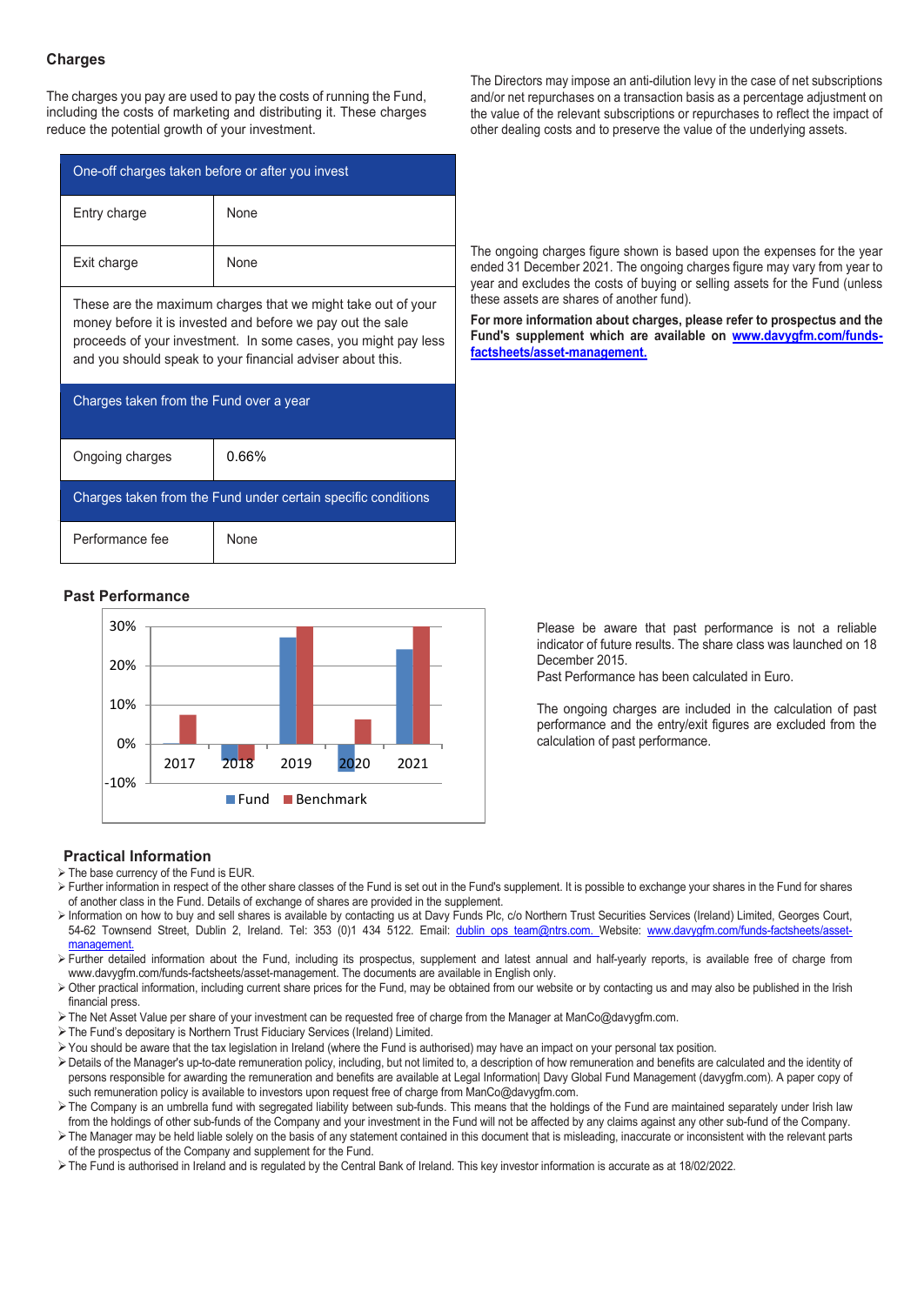## Charges

The charges you pay are used to pay the costs of running the Fund, including the costs of marketing and distributing it. These charges reduce the potential growth of your investment.

| One-off charges taken before or after you invest | |
|---|---|
| Entry charge | None |
| Exit charge | None |
| These are the maximum charges that we might take out of your money before it is invested and before we pay out the sale proceeds of your investment. In some cases, you might pay less and you should speak to your financial adviser about this. | |
| **Charges taken from the Fund over a year** | |
| Ongoing charges | 0.66% |
| **Charges taken from the Fund under certain specific conditions** | |
| Performance fee | None |

The Directors may impose an anti-dilution levy in the case of net subscriptions and/or net repurchases on a transaction basis as a percentage adjustment on the value of the relevant subscriptions or repurchases to reflect the impact of other dealing costs and to preserve the value of the underlying assets.

The ongoing charges figure shown is based upon the expenses for the year ended 31 December 2021. The ongoing charges figure may vary from year to year and excludes the costs of buying or selling assets for the Fund (unless these assets are shares of another fund).

**For more information about charges, please refer to prospectus and the Fund's supplement which are available on www.davygfm.com/funds-factsheets/asset-management.**

## Past Performance

30%
20%
10%
0%
-10%
2017 2018 2019 2020 2021
Fund Benchmark

Please be aware that past performance is not a reliable indicator of future results. The share class was launched on 18 December 2015.
Past Performance has been calculated in Euro.

The ongoing charges are included in the calculation of past performance and the entry/exit figures are excluded from the calculation of past performance.

## Practical Information

- The base currency of the Fund is EUR.
- Further information in respect of the other share classes of the Fund is set out in the Fund's supplement. It is possible to exchange your shares in the Fund for shares of another class in the Fund. Details of exchange of shares are provided in the supplement.
- Information on how to buy and sell shares is available by contacting us at Davy Funds Plc, c/o Northern Trust Securities Services (Ireland) Limited, Georges Court, 54-62 Townsend Street, Dublin 2, Ireland. Tel: 353 (0)1 434 5122. Email: dublin_ops_team@ntrs.com. Website: www.davygfm.com/funds-factsheets/asset-management.
- Further detailed information about the Fund, including its prospectus, supplement and latest annual and half-yearly reports, is available free of charge from www.davygfm.com/funds-factsheets/asset-management. The documents are available in English only.
- Other practical information, including current share prices for the Fund, may be obtained from our website or by contacting us and may also be published in the Irish financial press.
- The Net Asset Value per share of your investment can be requested free of charge from the Manager at ManCo@davygfm.com.
- The Fund's depositary is Northern Trust Fiduciary Services (Ireland) Limited.
- You should be aware that the tax legislation in Ireland (where the Fund is authorised) may have an impact on your personal tax position.
- Details of the Manager's up-to-date remuneration policy, including, but not limited to, a description of how remuneration and benefits are calculated and the identity of persons responsible for awarding the remuneration and benefits are available at Legal Information| Davy Global Fund Management (davygfm.com). A paper copy of such remuneration policy is available to investors upon request free of charge from ManCo@davygfm.com.
- The Company is an umbrella fund with segregated liability between sub-funds. This means that the holdings of the Fund are maintained separately under Irish law from the holdings of other sub-funds of the Company and your investment in the Fund will not be affected by any claims against any other sub-fund of the Company.
- The Manager may be held liable solely on the basis of any statement contained in this document that is misleading, inaccurate or inconsistent with the relevant parts of the prospectus of the Company and supplement for the Fund.
- The Fund is authorised in Ireland and is regulated by the Central Bank of Ireland. This key investor information is accurate as at 18/02/2022.